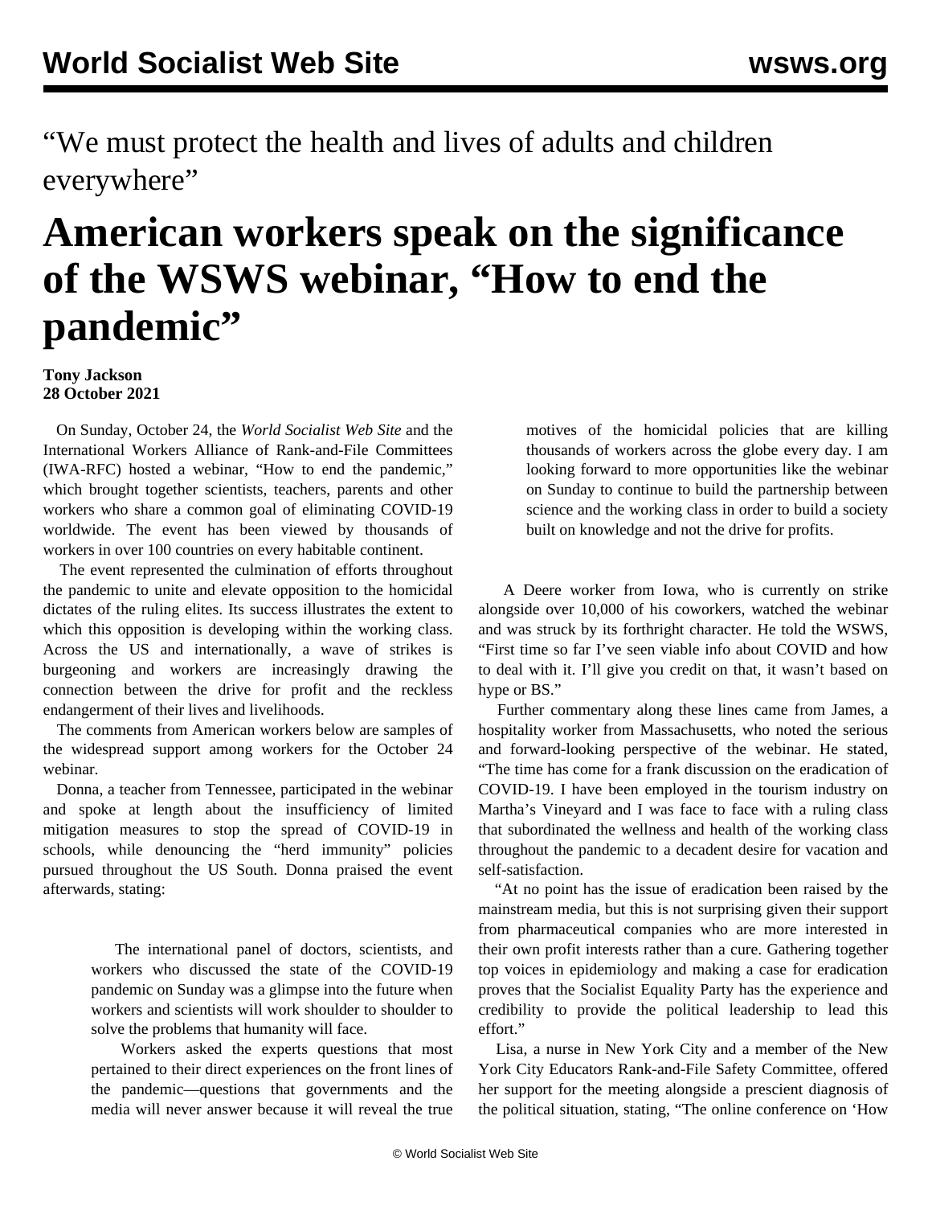"We must protect the health and lives of adults and children everywhere"

# American workers speak on the significance of the WSWS webinar, "How to end the pandemic"

**Tony Jackson**
**28 October 2021**

On Sunday, October 24, the *World Socialist Web Site* and the International Workers Alliance of Rank-and-File Committees (IWA-RFC) hosted a webinar, "How to end the pandemic," which brought together scientists, teachers, parents and other workers who share a common goal of eliminating COVID-19 worldwide. The event has been viewed by thousands of workers in over 100 countries on every habitable continent.

The event represented the culmination of efforts throughout the pandemic to unite and elevate opposition to the homicidal dictates of the ruling elites. Its success illustrates the extent to which this opposition is developing within the working class. Across the US and internationally, a wave of strikes is burgeoning and workers are increasingly drawing the connection between the drive for profit and the reckless endangerment of their lives and livelihoods.

The comments from American workers below are samples of the widespread support among workers for the October 24 webinar.

Donna, a teacher from Tennessee, participated in the webinar and spoke at length about the insufficiency of limited mitigation measures to stop the spread of COVID-19 in schools, while denouncing the "herd immunity" policies pursued throughout the US South. Donna praised the event afterwards, stating:

> The international panel of doctors, scientists, and workers who discussed the state of the COVID-19 pandemic on Sunday was a glimpse into the future when workers and scientists will work shoulder to shoulder to solve the problems that humanity will face.
>
> Workers asked the experts questions that most pertained to their direct experiences on the front lines of the pandemic—questions that governments and the media will never answer because it will reveal the true motives of the homicidal policies that are killing thousands of workers across the globe every day. I am looking forward to more opportunities like the webinar on Sunday to continue to build the partnership between science and the working class in order to build a society built on knowledge and not the drive for profits.

A Deere worker from Iowa, who is currently on strike alongside over 10,000 of his coworkers, watched the webinar and was struck by its forthright character. He told the WSWS, "First time so far I've seen viable info about COVID and how to deal with it. I'll give you credit on that, it wasn't based on hype or BS."

Further commentary along these lines came from James, a hospitality worker from Massachusetts, who noted the serious and forward-looking perspective of the webinar. He stated, "The time has come for a frank discussion on the eradication of COVID-19. I have been employed in the tourism industry on Martha's Vineyard and I was face to face with a ruling class that subordinated the wellness and health of the working class throughout the pandemic to a decadent desire for vacation and self-satisfaction.

"At no point has the issue of eradication been raised by the mainstream media, but this is not surprising given their support from pharmaceutical companies who are more interested in their own profit interests rather than a cure. Gathering together top voices in epidemiology and making a case for eradication proves that the Socialist Equality Party has the experience and credibility to provide the political leadership to lead this effort."

Lisa, a nurse in New York City and a member of the New York City Educators Rank-and-File Safety Committee, offered her support for the meeting alongside a prescient diagnosis of the political situation, stating, "The online conference on 'How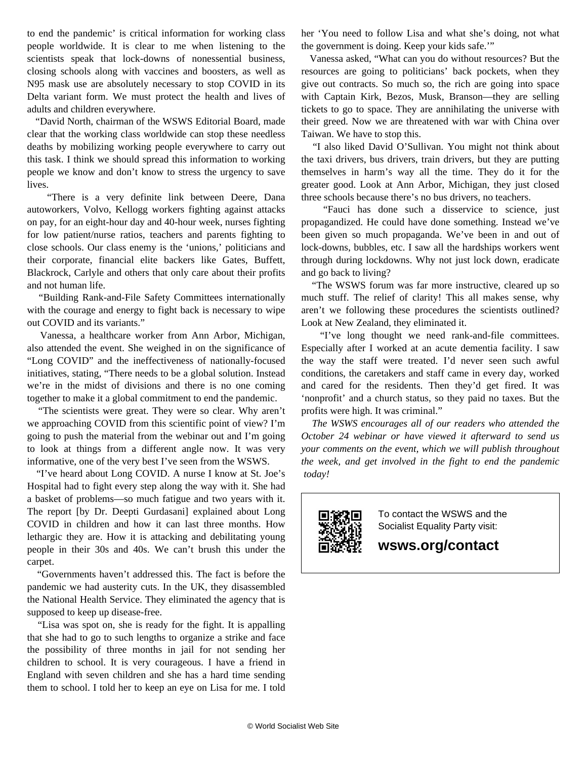to end the pandemic' is critical information for working class people worldwide. It is clear to me when listening to the scientists speak that lock-downs of nonessential business, closing schools along with vaccines and boosters, as well as N95 mask use are absolutely necessary to stop COVID in its Delta variant form. We must protect the health and lives of adults and children everywhere.

"David North, chairman of the WSWS Editorial Board, made clear that the working class worldwide can stop these needless deaths by mobilizing working people everywhere to carry out this task. I think we should spread this information to working people we know and don't know to stress the urgency to save lives.

"There is a very definite link between Deere, Dana autoworkers, Volvo, Kellogg workers fighting against attacks on pay, for an eight-hour day and 40-hour week, nurses fighting for low patient/nurse ratios, teachers and parents fighting to close schools. Our class enemy is the 'unions,' politicians and their corporate, financial elite backers like Gates, Buffett, Blackrock, Carlyle and others that only care about their profits and not human life.

"Building Rank-and-File Safety Committees internationally with the courage and energy to fight back is necessary to wipe out COVID and its variants."

Vanessa, a healthcare worker from Ann Arbor, Michigan, also attended the event. She weighed in on the significance of "Long COVID" and the ineffectiveness of nationally-focused initiatives, stating, "There needs to be a global solution. Instead we're in the midst of divisions and there is no one coming together to make it a global commitment to end the pandemic.

"The scientists were great. They were so clear. Why aren't we approaching COVID from this scientific point of view? I'm going to push the material from the webinar out and I'm going to look at things from a different angle now. It was very informative, one of the very best I've seen from the WSWS.

"I've heard about Long COVID. A nurse I know at St. Joe's Hospital had to fight every step along the way with it. She had a basket of problems—so much fatigue and two years with it. The report [by Dr. Deepti Gurdasani] explained about Long COVID in children and how it can last three months. How lethargic they are. How it is attacking and debilitating young people in their 30s and 40s. We can't brush this under the carpet.

"Governments haven't addressed this. The fact is before the pandemic we had austerity cuts. In the UK, they disassembled the National Health Service. They eliminated the agency that is supposed to keep up disease-free.

"Lisa was spot on, she is ready for the fight. It is appalling that she had to go to such lengths to organize a strike and face the possibility of three months in jail for not sending her children to school. It is very courageous. I have a friend in England with seven children and she has a hard time sending them to school. I told her to keep an eye on Lisa for me. I told her 'You need to follow Lisa and what she's doing, not what the government is doing. Keep your kids safe.'"

Vanessa asked, "What can you do without resources? But the resources are going to politicians' back pockets, when they give out contracts. So much so, the rich are going into space with Captain Kirk, Bezos, Musk, Branson—they are selling tickets to go to space. They are annihilating the universe with their greed. Now we are threatened with war with China over Taiwan. We have to stop this.

"I also liked David O'Sullivan. You might not think about the taxi drivers, bus drivers, train drivers, but they are putting themselves in harm's way all the time. They do it for the greater good. Look at Ann Arbor, Michigan, they just closed three schools because there's no bus drivers, no teachers.

"Fauci has done such a disservice to science, just propagandized. He could have done something. Instead we've been given so much propaganda. We've been in and out of lock-downs, bubbles, etc. I saw all the hardships workers went through during lockdowns. Why not just lock down, eradicate and go back to living?

"The WSWS forum was far more instructive, cleared up so much stuff. The relief of clarity! This all makes sense, why aren't we following these procedures the scientists outlined? Look at New Zealand, they eliminated it.

"I've long thought we need rank-and-file committees. Especially after I worked at an acute dementia facility. I saw the way the staff were treated. I'd never seen such awful conditions, the caretakers and staff came in every day, worked and cared for the residents. Then they'd get fired. It was 'nonprofit' and a church status, so they paid no taxes. But the profits were high. It was criminal."

*The WSWS encourages all of our readers who attended the October 24 webinar or have viewed it afterward to send us your comments on the event, which we will publish throughout the week, and get involved in the fight to end the pandemic today!*

To contact the WSWS and the Socialist Equality Party visit:

**wsws.org/contact**